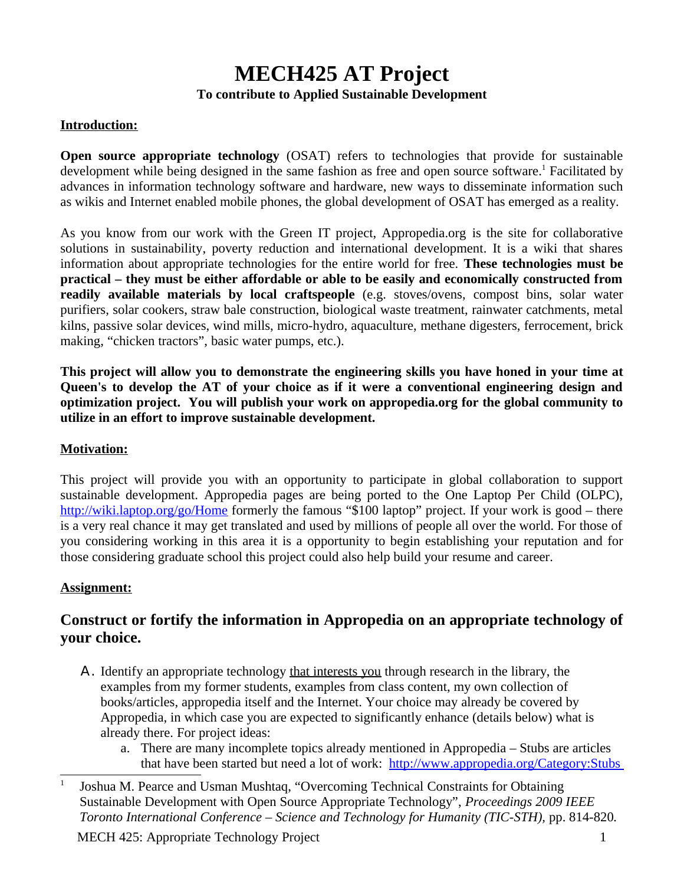# MECH425 AT Project

**To contribute to Applied Sustainable Development**

**Introduction:**

**Open source appropriate technology** (OSAT) refers to technologies that provide for sustainable development while being designed in the same fashion as free and open source software.[1] Facilitated by advances in information technology software and hardware, new ways to disseminate information such as wikis and Internet enabled mobile phones, the global development of OSAT has emerged as a reality.

As you know from our work with the Green IT project, Appropedia.org is the site for collaborative solutions in sustainability, poverty reduction and international development. It is a wiki that shares information about appropriate technologies for the entire world for free. **These technologies must be practical – they must be either affordable or able to be easily and economically constructed from readily available materials by local craftspeople** (e.g. stoves/ovens, compost bins, solar water purifiers, solar cookers, straw bale construction, biological waste treatment, rainwater catchments, metal kilns, passive solar devices, wind mills, micro-hydro, aquaculture, methane digesters, ferrocement, brick making, "chicken tractors", basic water pumps, etc.).

**This project will allow you to demonstrate the engineering skills you have honed in your time at Queen's to develop the AT of your choice as if it were a conventional engineering design and optimization project. You will publish your work on appropedia.org for the global community to utilize in an effort to improve sustainable development.**

**Motivation:**

This project will provide you with an opportunity to participate in global collaboration to support sustainable development. Appropedia pages are being ported to the One Laptop Per Child (OLPC), http://wiki.laptop.org/go/Home formerly the famous "$100 laptop" project. If your work is good – there is a very real chance it may get translated and used by millions of people all over the world. For those of you considering working in this area it is a opportunity to begin establishing your reputation and for those considering graduate school this project could also help build your resume and career.

**Assignment:**

## Construct or fortify the information in Appropedia on an appropriate technology of your choice.

A. Identify an appropriate technology that interests you through research in the library, the examples from my former students, examples from class content, my own collection of books/articles, appropedia itself and the Internet. Your choice may already be covered by Appropedia, in which case you are expected to significantly enhance (details below) what is already there. For project ideas:
   a. There are many incomplete topics already mentioned in Appropedia – Stubs are articles that have been started but need a lot of work: http://www.appropedia.org/Category:Stubs

[1] Joshua M. Pearce and Usman Mushtaq, "Overcoming Technical Constraints for Obtaining Sustainable Development with Open Source Appropriate Technology", *Proceedings 2009 IEEE Toronto International Conference – Science and Technology for Humanity (TIC-STH)*, pp. 814-820.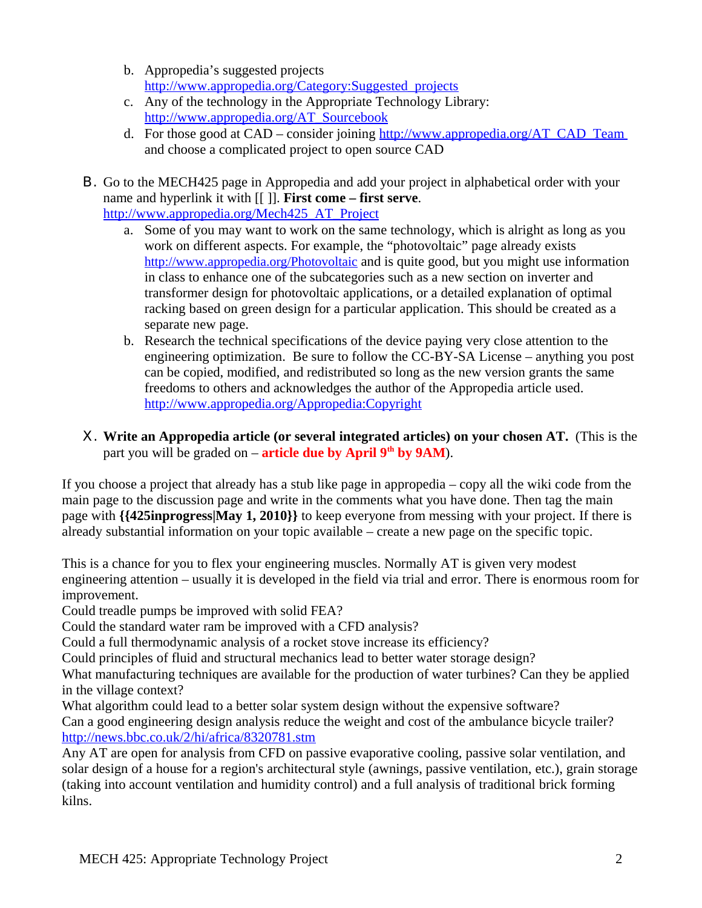b. Appropedia's suggested projects [http://www.appropedia.org/Category:Suggested_projects](http://www.appropedia.org/Category:Suggested_projects)
   c. Any of the technology in the Appropriate Technology Library: [http://www.appropedia.org/AT_Sourcebook](http://www.appropedia.org/AT_Sourcebook)
   d. For those good at CAD – consider joining [http://www.appropedia.org/AT_CAD_Team](http://www.appropedia.org/AT_CAD_Team) and choose a complicated project to open source CAD

B. Go to the MECH425 page in Appropedia and add your project in alphabetical order with your name and hyperlink it with [[ ]]. **First come – first serve**. [http://www.appropedia.org/Mech425_AT_Project](http://www.appropedia.org/Mech425_AT_Project)
   a. Some of you may want to work on the same technology, which is alright as long as you work on different aspects. For example, the "photovoltaic" page already exists [http://www.appropedia.org/Photovoltaic](http://www.appropedia.org/Photovoltaic) and is quite good, but you might use information in class to enhance one of the subcategories such as a new section on inverter and transformer design for photovoltaic applications, or a detailed explanation of optimal racking based on green design for a particular application. This should be created as a separate new page.
   b. Research the technical specifications of the device paying very close attention to the engineering optimization. Be sure to follow the CC-BY-SA License – anything you post can be copied, modified, and redistributed so long as the new version grants the same freedoms to others and acknowledges the author of the Appropedia article used. [http://www.appropedia.org/Appropedia:Copyright](http://www.appropedia.org/Appropedia:Copyright)

X. **Write an Appropedia article (or several integrated articles) on your chosen AT.** (This is the part you will be graded on – **article due by April 9th by 9AM**).

If you choose a project that already has a stub like page in appropedia – copy all the wiki code from the main page to the discussion page and write in the comments what you have done. Then tag the main page with **{{425inprogress|May 1, 2010}}** to keep everyone from messing with your project. If there is already substantial information on your topic available – create a new page on the specific topic.

This is a chance for you to flex your engineering muscles. Normally AT is given very modest engineering attention – usually it is developed in the field via trial and error. There is enormous room for improvement.
Could treadle pumps be improved with solid FEA?
Could the standard water ram be improved with a CFD analysis?
Could a full thermodynamic analysis of a rocket stove increase its efficiency?
Could principles of fluid and structural mechanics lead to better water storage design?
What manufacturing techniques are available for the production of water turbines? Can they be applied in the village context?
What algorithm could lead to a better solar system design without the expensive software?
Can a good engineering design analysis reduce the weight and cost of the ambulance bicycle trailer? [http://news.bbc.co.uk/2/hi/africa/8320781.stm](http://news.bbc.co.uk/2/hi/africa/8320781.stm)
Any AT are open for analysis from CFD on passive evaporative cooling, passive solar ventilation, and solar design of a house for a region's architectural style (awnings, passive ventilation, etc.), grain storage (taking into account ventilation and humidity control) and a full analysis of traditional brick forming kilns.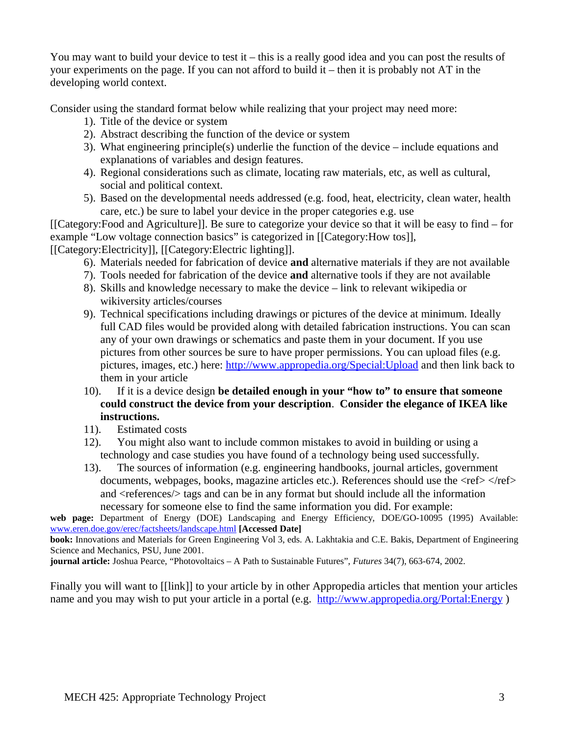You may want to build your device to test it – this is a really good idea and you can post the results of your experiments on the page. If you can not afford to build it – then it is probably not AT in the developing world context.

Consider using the standard format below while realizing that your project may need more:

1). Title of the device or system
2). Abstract describing the function of the device or system
3). What engineering principle(s) underlie the function of the device – include equations and explanations of variables and design features.
4). Regional considerations such as climate, locating raw materials, etc, as well as cultural, social and political context.
5). Based on the developmental needs addressed (e.g. food, heat, electricity, clean water, health care, etc.) be sure to label your device in the proper categories e.g. use [[Category:Food and Agriculture]]. Be sure to categorize your device so that it will be easy to find – for example "Low voltage connection basics" is categorized in [[Category:How tos]], [[Category:Electricity]], [[Category:Electric lighting]].
6). Materials needed for fabrication of device **and** alternative materials if they are not available
7). Tools needed for fabrication of the device **and** alternative tools if they are not available
8). Skills and knowledge necessary to make the device – link to relevant wikipedia or wikiversity articles/courses
9). Technical specifications including drawings or pictures of the device at minimum. Ideally full CAD files would be provided along with detailed fabrication instructions. You can scan any of your own drawings or schematics and paste them in your document. If you use pictures from other sources be sure to have proper permissions. You can upload files (e.g. pictures, images, etc.) here: [http://www.appropedia.org/Special:Upload](http://www.appropedia.org/Special:Upload) and then link back to them in your article
10). If it is a device design **be detailed enough in your "how to" to ensure that someone could construct the device from your description**. **Consider the elegance of IKEA like instructions.**
11). Estimated costs
12). You might also want to include common mistakes to avoid in building or using a technology and case studies you have found of a technology being used successfully.
13). The sources of information (e.g. engineering handbooks, journal articles, government documents, webpages, books, magazine articles etc.). References should use the <ref> </ref> and <references/> tags and can be in any format but should include all the information necessary for someone else to find the same information you did. For example:

**web page:** Department of Energy (DOE) Landscaping and Energy Efficiency, DOE/GO-10095 (1995) Available: [www.eren.doe.gov/erec/factsheets/landscape.html](www.eren.doe.gov/erec/factsheets/landscape.html) **[Accessed Date]**

**book:** Innovations and Materials for Green Engineering Vol 3, eds. A. Lakhtakia and C.E. Bakis, Department of Engineering Science and Mechanics, PSU, June 2001.

**journal article:** Joshua Pearce, "Photovoltaics – A Path to Sustainable Futures", *Futures* 34(7), 663-674, 2002.

Finally you will want to [[link]] to your article by in other Appropedia articles that mention your articles name and you may wish to put your article in a portal (e.g. [http://www.appropedia.org/Portal:Energy](http://www.appropedia.org/Portal:Energy) )